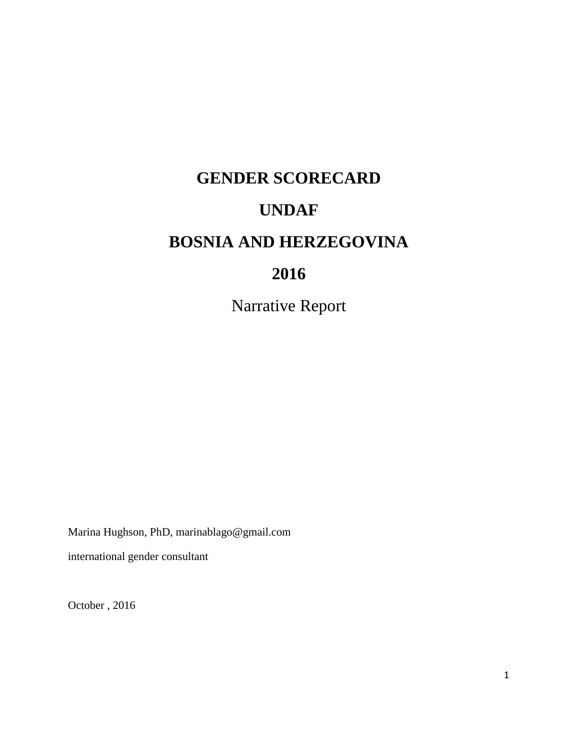# GENDER SCORECARD

# UNDAF

# BOSNIA AND HERZEGOVINA

# 2016

Narrative Report

Marina Hughson, PhD, marinablago@gmail.com

international gender consultant

October , 2016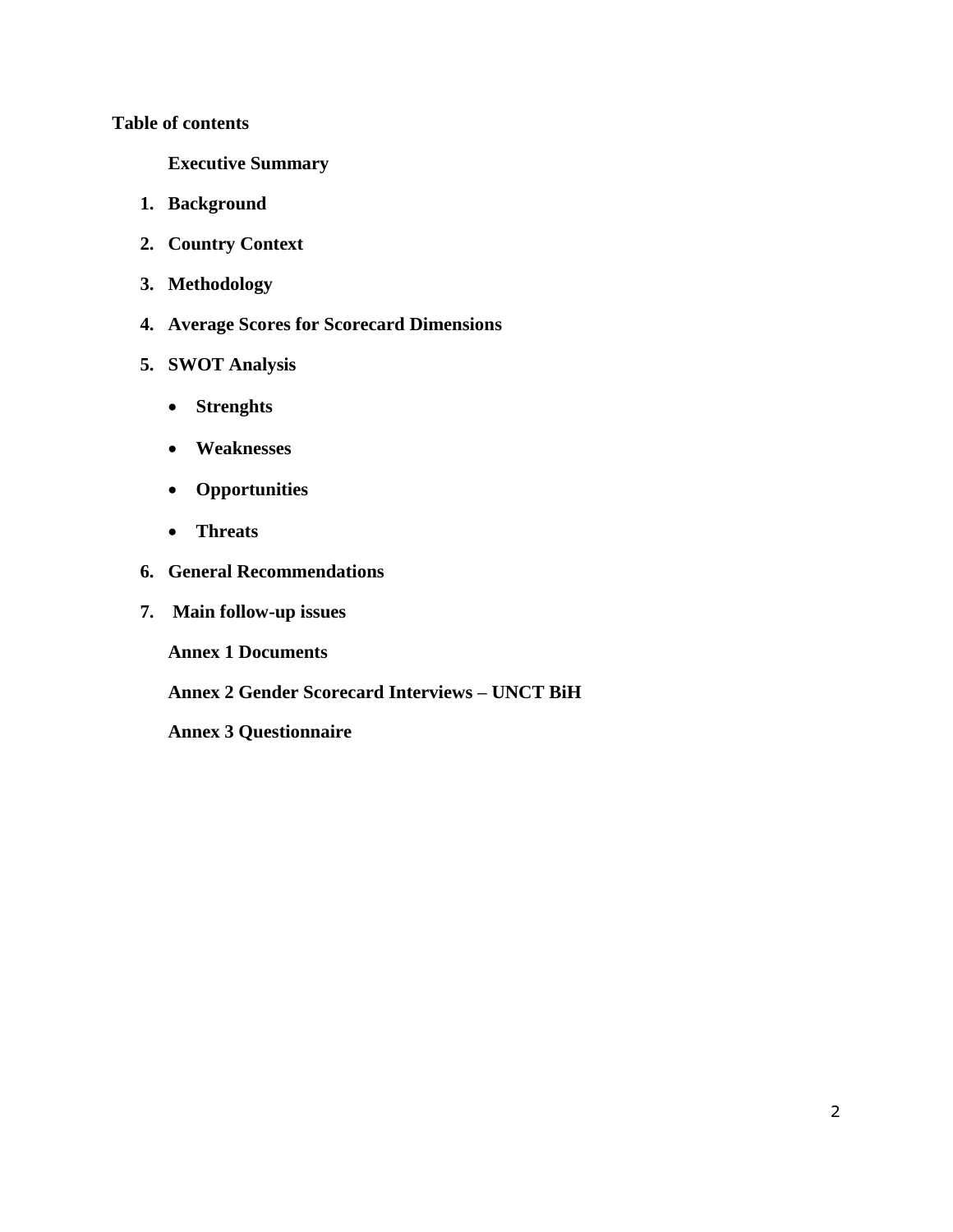**Table of contents**

**Executive Summary**

1. **Background**
2. **Country Context**
3. **Methodology**
4. **Average Scores for Scorecard Dimensions**
5. **SWOT Analysis**
   - **Strenghts**
   - **Weaknesses**
   - **Opportunities**
   - **Threats**
6. **General Recommendations**
7. **Main follow-up issues**

**Annex 1 Documents**

**Annex 2 Gender Scorecard Interviews – UNCT BiH**

**Annex 3 Questionnaire**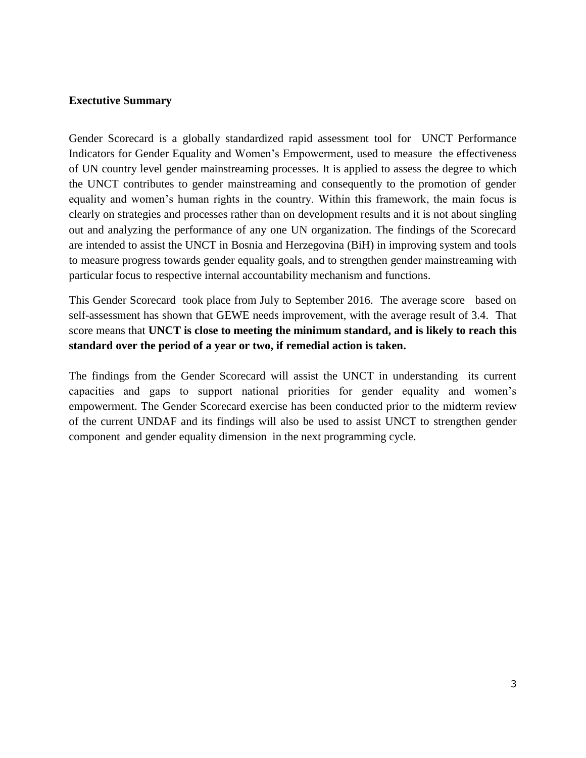**Exectutive Summary**

Gender Scorecard is a globally standardized rapid assessment tool for UNCT Performance Indicators for Gender Equality and Women's Empowerment, used to measure the effectiveness of UN country level gender mainstreaming processes. It is applied to assess the degree to which the UNCT contributes to gender mainstreaming and consequently to the promotion of gender equality and women's human rights in the country. Within this framework, the main focus is clearly on strategies and processes rather than on development results and it is not about singling out and analyzing the performance of any one UN organization. The findings of the Scorecard are intended to assist the UNCT in Bosnia and Herzegovina (BiH) in improving system and tools to measure progress towards gender equality goals, and to strengthen gender mainstreaming with particular focus to respective internal accountability mechanism and functions.

This Gender Scorecard took place from July to September 2016. The average score based on self-assessment has shown that GEWE needs improvement, with the average result of 3.4. That score means that **UNCT is close to meeting the minimum standard, and is likely to reach this standard over the period of a year or two, if remedial action is taken.**

The findings from the Gender Scorecard will assist the UNCT in understanding its current capacities and gaps to support national priorities for gender equality and women's empowerment. The Gender Scorecard exercise has been conducted prior to the midterm review of the current UNDAF and its findings will also be used to assist UNCT to strengthen gender component and gender equality dimension in the next programming cycle.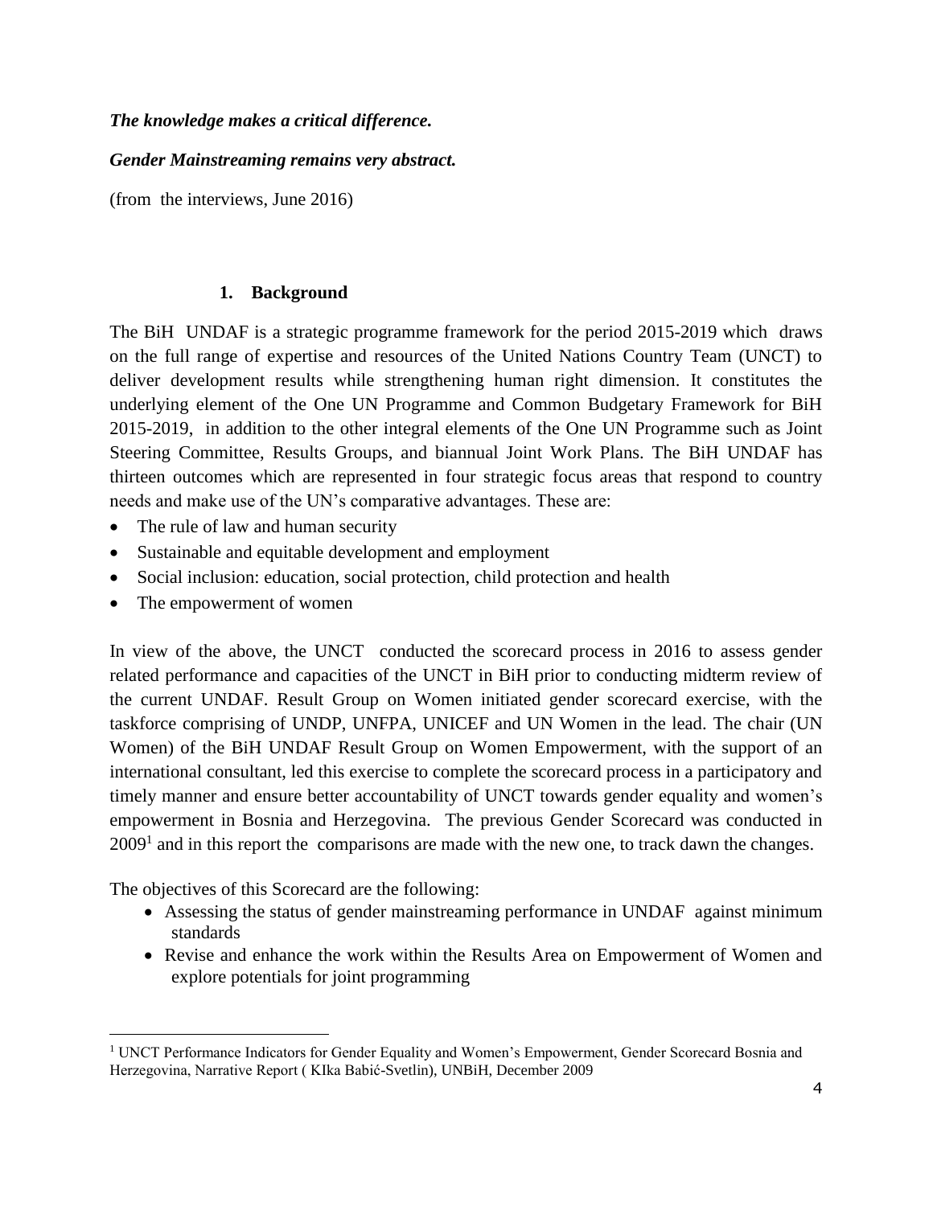***The knowledge makes a critical difference.***

***Gender Mainstreaming remains very abstract.***

(from the interviews, June 2016)

## 1. Background

The BiH UNDAF is a strategic programme framework for the period 2015-2019 which draws on the full range of expertise and resources of the United Nations Country Team (UNCT) to deliver development results while strengthening human right dimension. It constitutes the underlying element of the One UN Programme and Common Budgetary Framework for BiH 2015-2019, in addition to the other integral elements of the One UN Programme such as Joint Steering Committee, Results Groups, and biannual Joint Work Plans. The BiH UNDAF has thirteen outcomes which are represented in four strategic focus areas that respond to country needs and make use of the UN's comparative advantages. These are:

- The rule of law and human security
- Sustainable and equitable development and employment
- Social inclusion: education, social protection, child protection and health
- The empowerment of women

In view of the above, the UNCT conducted the scorecard process in 2016 to assess gender related performance and capacities of the UNCT in BiH prior to conducting midterm review of the current UNDAF. Result Group on Women initiated gender scorecard exercise, with the taskforce comprising of UNDP, UNFPA, UNICEF and UN Women in the lead. The chair (UN Women) of the BiH UNDAF Result Group on Women Empowerment, with the support of an international consultant, led this exercise to complete the scorecard process in a participatory and timely manner and ensure better accountability of UNCT towards gender equality and women's empowerment in Bosnia and Herzegovina. The previous Gender Scorecard was conducted in 2009[1] and in this report the comparisons are made with the new one, to track dawn the changes.

The objectives of this Scorecard are the following:

- Assessing the status of gender mainstreaming performance in UNDAF against minimum standards
- Revise and enhance the work within the Results Area on Empowerment of Women and explore potentials for joint programming

[1] UNCT Performance Indicators for Gender Equality and Women's Empowerment, Gender Scorecard Bosnia and Herzegovina, Narrative Report ( KIka Babić-Svetlin), UNBiH, December 2009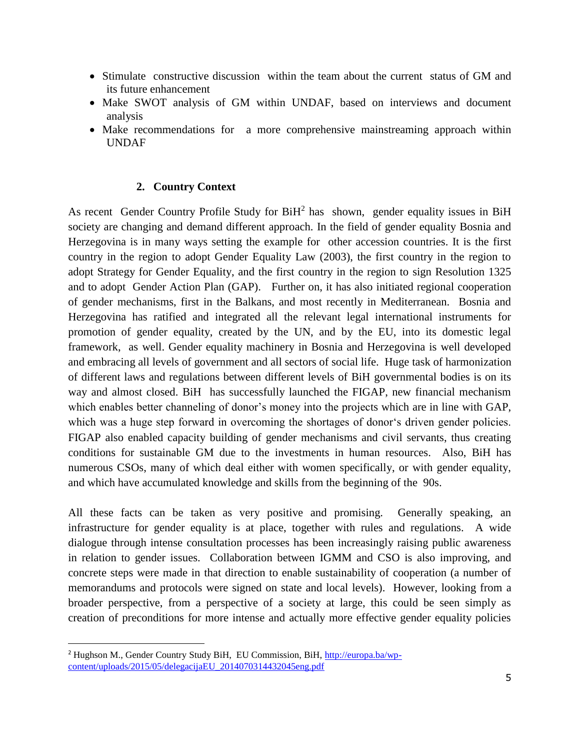- Stimulate constructive discussion within the team about the current status of GM and its future enhancement
- Make SWOT analysis of GM within UNDAF, based on interviews and document analysis
- Make recommendations for a more comprehensive mainstreaming approach within UNDAF

## 2. Country Context

As recent Gender Country Profile Study for BiH[2] has shown, gender equality issues in BiH society are changing and demand different approach. In the field of gender equality Bosnia and Herzegovina is in many ways setting the example for other accession countries. It is the first country in the region to adopt Gender Equality Law (2003), the first country in the region to adopt Strategy for Gender Equality, and the first country in the region to sign Resolution 1325 and to adopt Gender Action Plan (GAP). Further on, it has also initiated regional cooperation of gender mechanisms, first in the Balkans, and most recently in Mediterranean. Bosnia and Herzegovina has ratified and integrated all the relevant legal international instruments for promotion of gender equality, created by the UN, and by the EU, into its domestic legal framework, as well. Gender equality machinery in Bosnia and Herzegovina is well developed and embracing all levels of government and all sectors of social life. Huge task of harmonization of different laws and regulations between different levels of BiH governmental bodies is on its way and almost closed. BiH has successfully launched the FIGAP, new financial mechanism which enables better channeling of donor's money into the projects which are in line with GAP, which was a huge step forward in overcoming the shortages of donor's driven gender policies. FIGAP also enabled capacity building of gender mechanisms and civil servants, thus creating conditions for sustainable GM due to the investments in human resources. Also, BiH has numerous CSOs, many of which deal either with women specifically, or with gender equality, and which have accumulated knowledge and skills from the beginning of the 90s.

All these facts can be taken as very positive and promising. Generally speaking, an infrastructure for gender equality is at place, together with rules and regulations. A wide dialogue through intense consultation processes has been increasingly raising public awareness in relation to gender issues. Collaboration between IGMM and CSO is also improving, and concrete steps were made in that direction to enable sustainability of cooperation (a number of memorandums and protocols were signed on state and local levels). However, looking from a broader perspective, from a perspective of a society at large, this could be seen simply as creation of preconditions for more intense and actually more effective gender equality policies

---

[2] Hughson M., Gender Country Study BiH, EU Commission, BiH, http://europa.ba/wp-content/uploads/2015/05/delegacijaEU_2014070314432045eng.pdf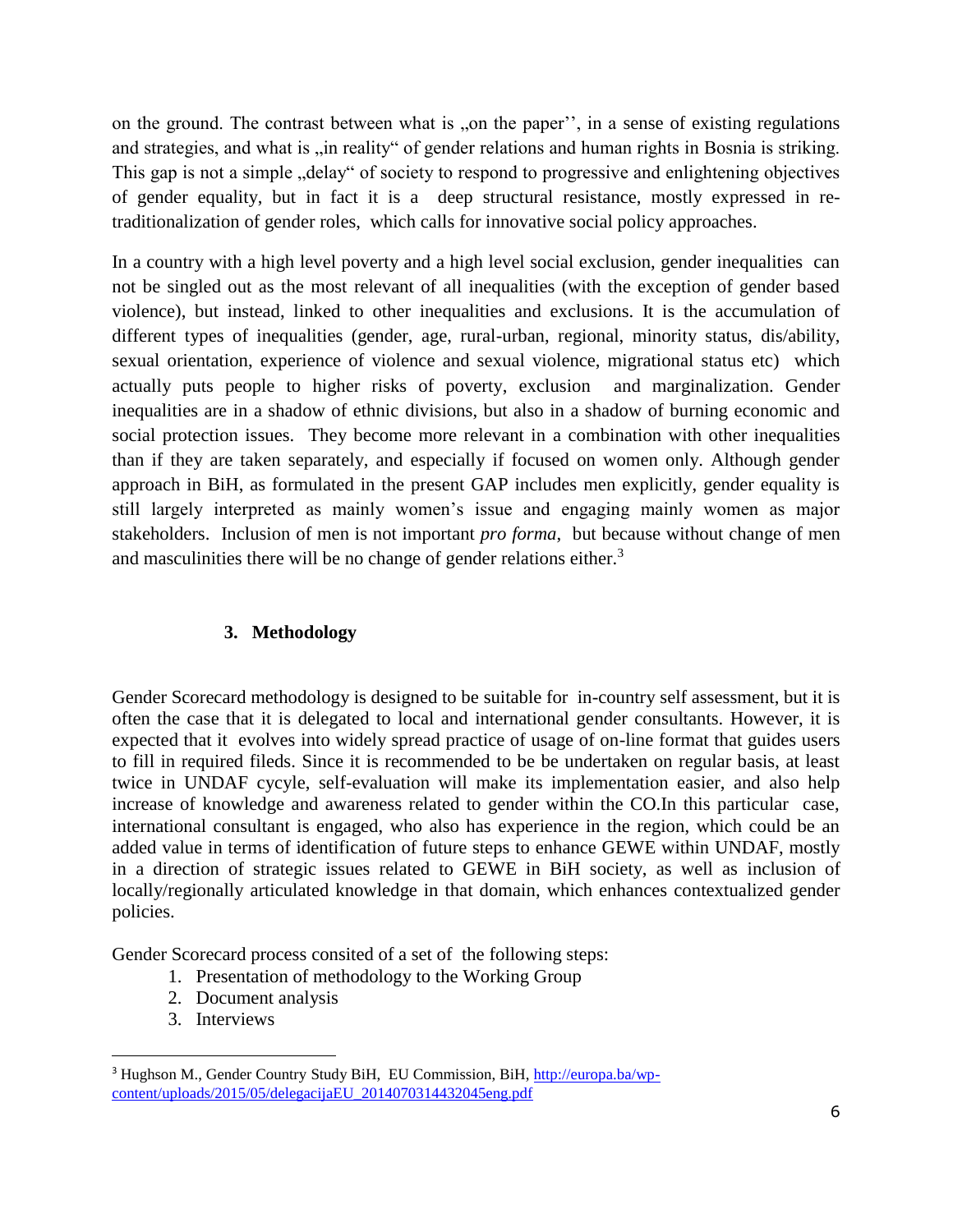on the ground. The contrast between what is „on the paper'', in a sense of existing regulations and strategies, and what is „in reality" of gender relations and human rights in Bosnia is striking. This gap is not a simple „delay" of society to respond to progressive and enlightening objectives of gender equality, but in fact it is a deep structural resistance, mostly expressed in re-traditionalization of gender roles, which calls for innovative social policy approaches.

In a country with a high level poverty and a high level social exclusion, gender inequalities can not be singled out as the most relevant of all inequalities (with the exception of gender based violence), but instead, linked to other inequalities and exclusions. It is the accumulation of different types of inequalities (gender, age, rural-urban, regional, minority status, dis/ability, sexual orientation, experience of violence and sexual violence, migrational status etc) which actually puts people to higher risks of poverty, exclusion and marginalization. Gender inequalities are in a shadow of ethnic divisions, but also in a shadow of burning economic and social protection issues. They become more relevant in a combination with other inequalities than if they are taken separately, and especially if focused on women only. Although gender approach in BiH, as formulated in the present GAP includes men explicitly, gender equality is still largely interpreted as mainly women's issue and engaging mainly women as major stakeholders. Inclusion of men is not important *pro forma*, but because without change of men and masculinities there will be no change of gender relations either.[3]

## 3. Methodology

Gender Scorecard methodology is designed to be suitable for in-country self assessment, but it is often the case that it is delegated to local and international gender consultants. However, it is expected that it evolves into widely spread practice of usage of on-line format that guides users to fill in required fileds. Since it is recommended to be be undertaken on regular basis, at least twice in UNDAF cycyle, self-evaluation will make its implementation easier, and also help increase of knowledge and awareness related to gender within the CO.In this particular case, international consultant is engaged, who also has experience in the region, which could be an added value in terms of identification of future steps to enhance GEWE within UNDAF, mostly in a direction of strategic issues related to GEWE in BiH society, as well as inclusion of locally/regionally articulated knowledge in that domain, which enhances contextualized gender policies.

Gender Scorecard process consited of a set of the following steps:

1. Presentation of methodology to the Working Group
2. Document analysis
3. Interviews

---

[3] Hughson M., Gender Country Study BiH, EU Commission, BiH, http://europa.ba/wp-content/uploads/2015/05/delegacijaEU_2014070314432045eng.pdf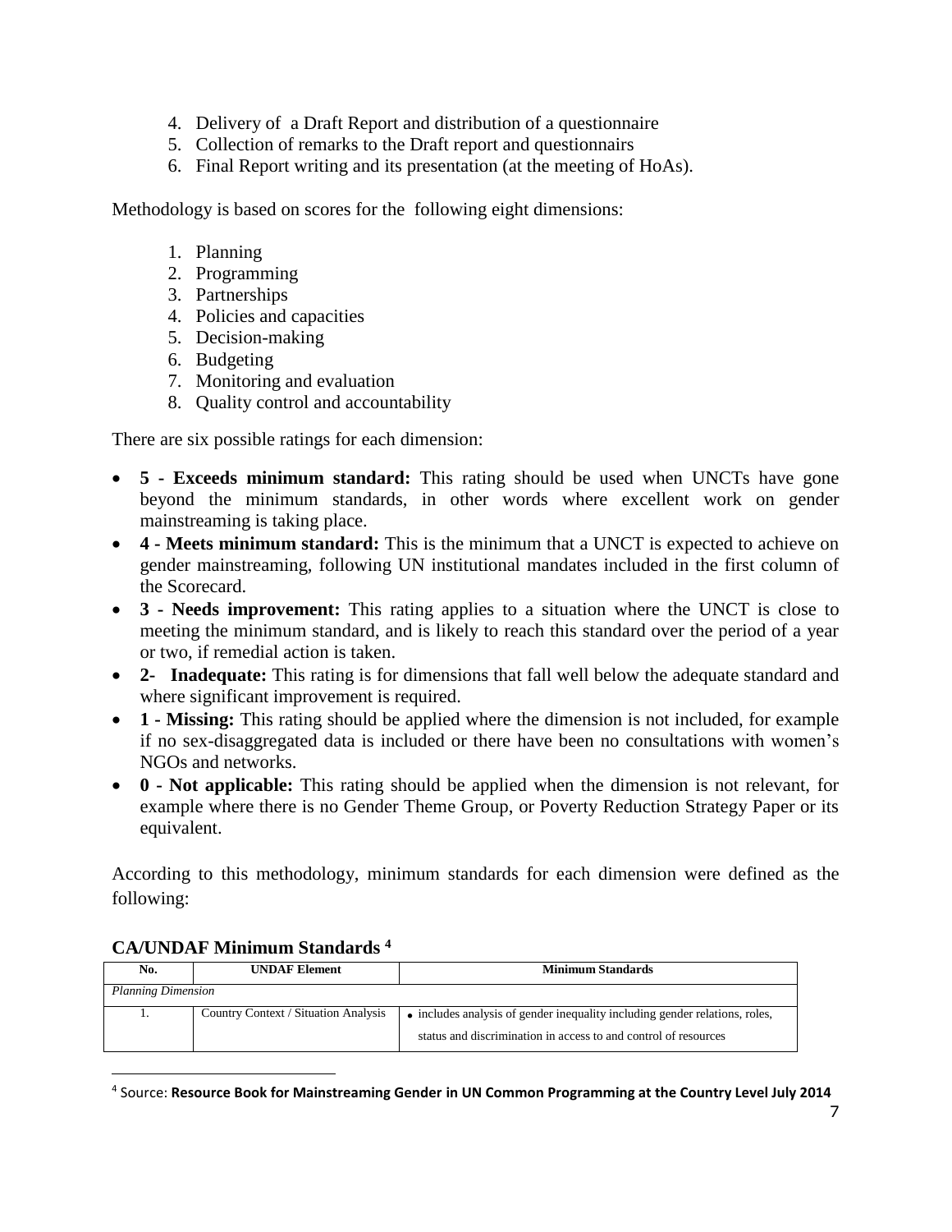4. Delivery of a Draft Report and distribution of a questionnaire
5. Collection of remarks to the Draft report and questionnairs
6. Final Report writing and its presentation (at the meeting of HoAs).

Methodology is based on scores for the following eight dimensions:

1. Planning
2. Programming
3. Partnerships
4. Policies and capacities
5. Decision-making
6. Budgeting
7. Monitoring and evaluation
8. Quality control and accountability

There are six possible ratings for each dimension:

- **5 - Exceeds minimum standard:** This rating should be used when UNCTs have gone beyond the minimum standards, in other words where excellent work on gender mainstreaming is taking place.
- **4 - Meets minimum standard:** This is the minimum that a UNCT is expected to achieve on gender mainstreaming, following UN institutional mandates included in the first column of the Scorecard.
- **3 - Needs improvement:** This rating applies to a situation where the UNCT is close to meeting the minimum standard, and is likely to reach this standard over the period of a year or two, if remedial action is taken.
- **2- Inadequate:** This rating is for dimensions that fall well below the adequate standard and where significant improvement is required.
- **1 - Missing:** This rating should be applied where the dimension is not included, for example if no sex-disaggregated data is included or there have been no consultations with women's NGOs and networks.
- **0 - Not applicable:** This rating should be applied when the dimension is not relevant, for example where there is no Gender Theme Group, or Poverty Reduction Strategy Paper or its equivalent.

According to this methodology, minimum standards for each dimension were defined as the following:

**CA/UNDAF Minimum Standards [4]**

| No. | UNDAF Element | Minimum Standards |
|---|---|---|
| *Planning Dimension* | | |
| 1. | Country Context / Situation Analysis | • includes analysis of gender inequality including gender relations, roles, status and discrimination in access to and control of resources |

[4] Source: **Resource Book for Mainstreaming Gender in UN Common Programming at the Country Level July 2014**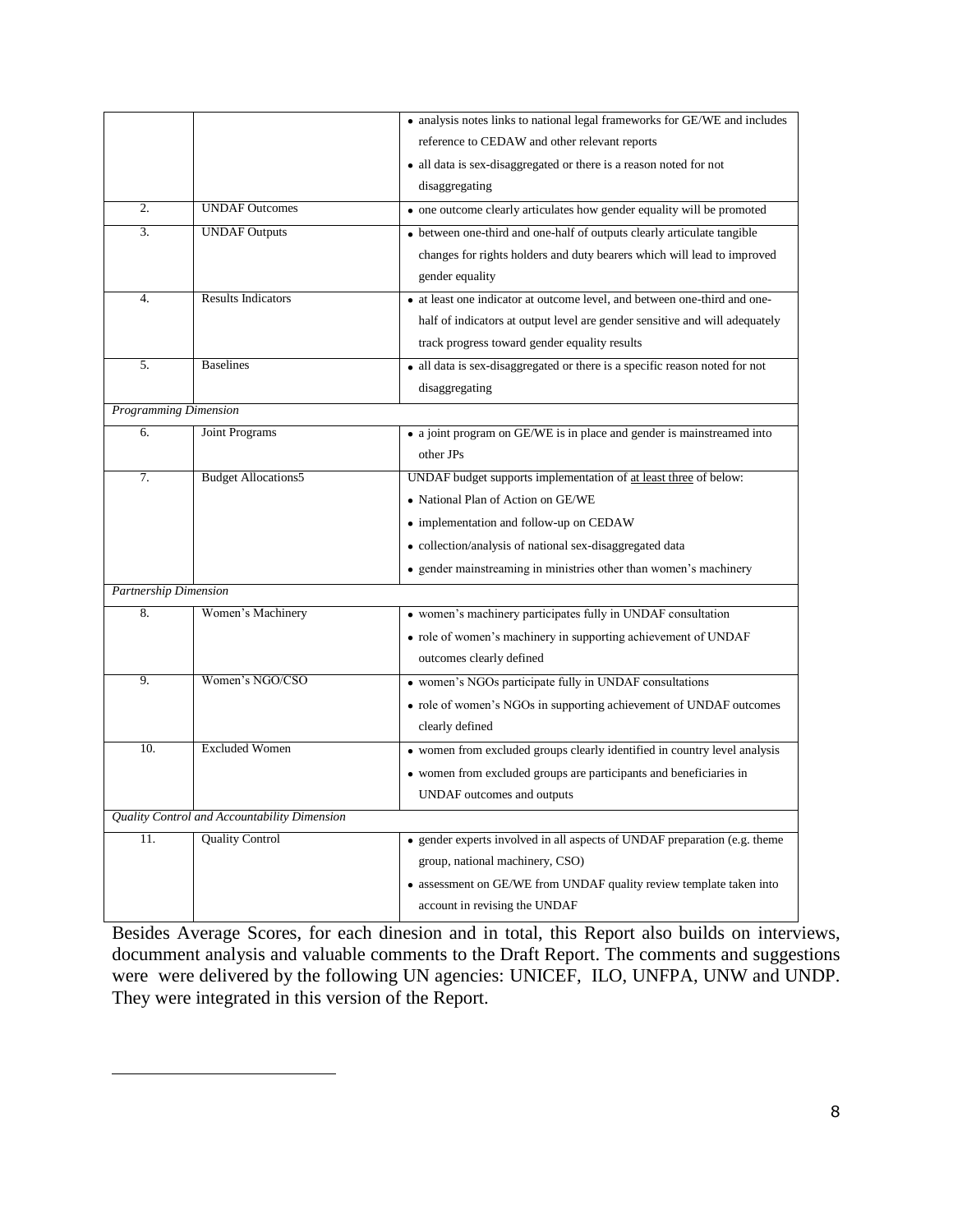| | | |
|---|---|---|
| | | • analysis notes links to national legal frameworks for GE/WE and includes reference to CEDAW and other relevant reports<br>• all data is sex-disaggregated or there is a reason noted for not disaggregating |
| 2. | UNDAF Outcomes | • one outcome clearly articulates how gender equality will be promoted |
| 3. | UNDAF Outputs | • between one-third and one-half of outputs clearly articulate tangible changes for rights holders and duty bearers which will lead to improved gender equality |
| 4. | Results Indicators | • at least one indicator at outcome level, and between one-third and one-half of indicators at output level are gender sensitive and will adequately track progress toward gender equality results |
| 5. | Baselines | • all data is sex-disaggregated or there is a specific reason noted for not disaggregating |
| *Programming Dimension* | | |
| 6. | Joint Programs | • a joint program on GE/WE is in place and gender is mainstreamed into other JPs |
| 7. | Budget Allocations5 | UNDAF budget supports implementation of <u>at least three</u> of below:<br>• National Plan of Action on GE/WE<br>• implementation and follow-up on CEDAW<br>• collection/analysis of national sex-disaggregated data<br>• gender mainstreaming in ministries other than women's machinery |
| *Partnership Dimension* | | |
| 8. | Women's Machinery | • women's machinery participates fully in UNDAF consultation<br>• role of women's machinery in supporting achievement of UNDAF outcomes clearly defined |
| 9. | Women's NGO/CSO | • women's NGOs participate fully in UNDAF consultations<br>• role of women's NGOs in supporting achievement of UNDAF outcomes clearly defined |
| 10. | Excluded Women | • women from excluded groups clearly identified in country level analysis<br>• women from excluded groups are participants and beneficiaries in UNDAF outcomes and outputs |
| *Quality Control and Accountability Dimension* | | |
| 11. | Quality Control | • gender experts involved in all aspects of UNDAF preparation (e.g. theme group, national machinery, CSO)<br>• assessment on GE/WE from UNDAF quality review template taken into account in revising the UNDAF |

Besides Average Scores, for each dinesion and in total, this Report also builds on interviews, document analysis and valuable comments to the Draft Report. The comments and suggestions were were delivered by the following UN agencies: UNICEF, ILO, UNFPA, UNW and UNDP. They were integrated in this version of the Report.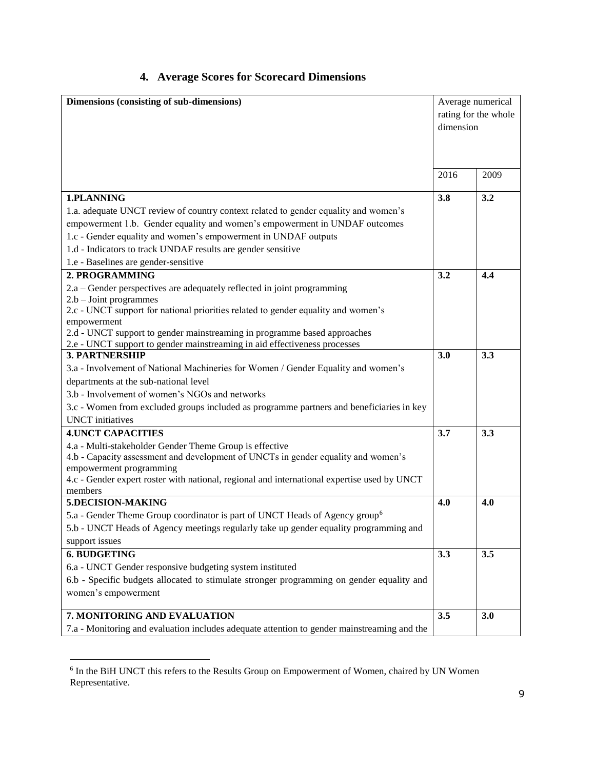## 4. Average Scores for Scorecard Dimensions

| Dimensions (consisting of sub-dimensions) | Average numerical rating for the whole dimension | |
|---|---|---|
| | 2016 | 2009 |
| **1.PLANNING**<br>1.a. adequate UNCT review of country context related to gender equality and women's empowerment 1.b. Gender equality and women's empowerment in UNDAF outcomes<br>1.c - Gender equality and women's empowerment in UNDAF outputs<br>1.d - Indicators to track UNDAF results are gender sensitive<br>1.e - Baselines are gender-sensitive | **3.8** | **3.2** |
| **2. PROGRAMMING**<br>2.a – Gender perspectives are adequately reflected in joint programming<br>2.b – Joint programmes<br>2.c - UNCT support for national priorities related to gender equality and women's empowerment<br>2.d - UNCT support to gender mainstreaming in programme based approaches<br>2.e - UNCT support to gender mainstreaming in aid effectiveness processes | **3.2** | **4.4** |
| **3. PARTNERSHIP**<br>3.a - Involvement of National Machineries for Women / Gender Equality and women's departments at the sub-national level<br>3.b - Involvement of women's NGOs and networks<br>3.c - Women from excluded groups included as programme partners and beneficiaries in key UNCT initiatives | **3.0** | **3.3** |
| **4.UNCT CAPACITIES**<br>4.a - Multi-stakeholder Gender Theme Group is effective<br>4.b - Capacity assessment and development of UNCTs in gender equality and women's empowerment programming<br>4.c - Gender expert roster with national, regional and international expertise used by UNCT members | **3.7** | **3.3** |
| **5.DECISION-MAKING**<br>5.a - Gender Theme Group coordinator is part of UNCT Heads of Agency group[6]<br>5.b - UNCT Heads of Agency meetings regularly take up gender equality programming and support issues | **4.0** | **4.0** |
| **6. BUDGETING**<br>6.a - UNCT Gender responsive budgeting system instituted<br>6.b - Specific budgets allocated to stimulate stronger programming on gender equality and women's empowerment | **3.3** | **3.5** |
| **7. MONITORING AND EVALUATION**<br>7.a - Monitoring and evaluation includes adequate attention to gender mainstreaming and the | **3.5** | **3.0** |

[6] In the BiH UNCT this refers to the Results Group on Empowerment of Women, chaired by UN Women Representative.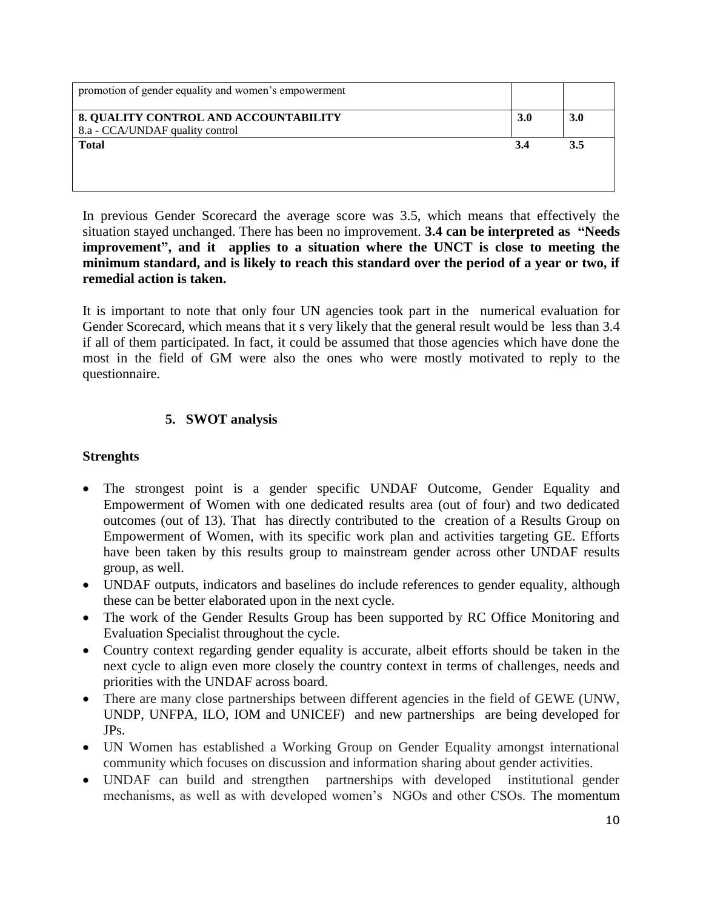| | | |
|---|---|---|
| promotion of gender equality and women's empowerment | | |
| **8. QUALITY CONTROL AND ACCOUNTABILITY**<br>8.a - CCA/UNDAF quality control | **3.0** | **3.0** |
| **Total** | **3.4** | **3.5** |

In previous Gender Scorecard the average score was 3.5, which means that effectively the situation stayed unchanged. There has been no improvement. **3.4 can be interpreted as "Needs improvement", and it applies to a situation where the UNCT is close to meeting the minimum standard, and is likely to reach this standard over the period of a year or two, if remedial action is taken.**

It is important to note that only four UN agencies took part in the numerical evaluation for Gender Scorecard, which means that it s very likely that the general result would be less than 3.4 if all of them participated. In fact, it could be assumed that those agencies which have done the most in the field of GM were also the ones who were mostly motivated to reply to the questionnaire.

## 5. SWOT analysis

### Strenghts

- The strongest point is a gender specific UNDAF Outcome, Gender Equality and Empowerment of Women with one dedicated results area (out of four) and two dedicated outcomes (out of 13). That has directly contributed to the creation of a Results Group on Empowerment of Women, with its specific work plan and activities targeting GE. Efforts have been taken by this results group to mainstream gender across other UNDAF results group, as well.
- UNDAF outputs, indicators and baselines do include references to gender equality, although these can be better elaborated upon in the next cycle.
- The work of the Gender Results Group has been supported by RC Office Monitoring and Evaluation Specialist throughout the cycle.
- Country context regarding gender equality is accurate, albeit efforts should be taken in the next cycle to align even more closely the country context in terms of challenges, needs and priorities with the UNDAF across board.
- There are many close partnerships between different agencies in the field of GEWE (UNW, UNDP, UNFPA, ILO, IOM and UNICEF) and new partnerships are being developed for JPs.
- UN Women has established a Working Group on Gender Equality amongst international community which focuses on discussion and information sharing about gender activities.
- UNDAF can build and strengthen partnerships with developed institutional gender mechanisms, as well as with developed women's NGOs and other CSOs. The momentum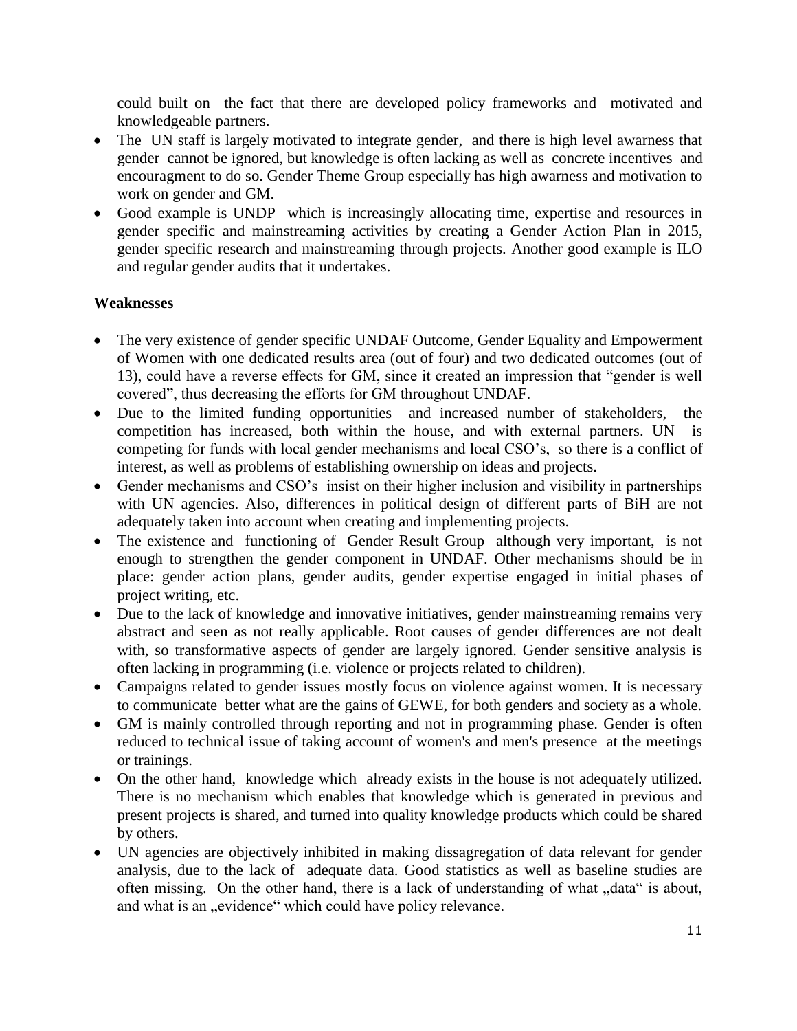could built on the fact that there are developed policy frameworks and motivated and knowledgeable partners.

- The UN staff is largely motivated to integrate gender, and there is high level awarness that gender cannot be ignored, but knowledge is often lacking as well as concrete incentives and encouragment to do so. Gender Theme Group especially has high awarness and motivation to work on gender and GM.
- Good example is UNDP which is increasingly allocating time, expertise and resources in gender specific and mainstreaming activities by creating a Gender Action Plan in 2015, gender specific research and mainstreaming through projects. Another good example is ILO and regular gender audits that it undertakes.

**Weaknesses**

- The very existence of gender specific UNDAF Outcome, Gender Equality and Empowerment of Women with one dedicated results area (out of four) and two dedicated outcomes (out of 13), could have a reverse effects for GM, since it created an impression that "gender is well covered", thus decreasing the efforts for GM throughout UNDAF.
- Due to the limited funding opportunities and increased number of stakeholders, the competition has increased, both within the house, and with external partners. UN is competing for funds with local gender mechanisms and local CSO's, so there is a conflict of interest, as well as problems of establishing ownership on ideas and projects.
- Gender mechanisms and CSO's insist on their higher inclusion and visibility in partnerships with UN agencies. Also, differences in political design of different parts of BiH are not adequately taken into account when creating and implementing projects.
- The existence and functioning of Gender Result Group although very important, is not enough to strengthen the gender component in UNDAF. Other mechanisms should be in place: gender action plans, gender audits, gender expertise engaged in initial phases of project writing, etc.
- Due to the lack of knowledge and innovative initiatives, gender mainstreaming remains very abstract and seen as not really applicable. Root causes of gender differences are not dealt with, so transformative aspects of gender are largely ignored. Gender sensitive analysis is often lacking in programming (i.e. violence or projects related to children).
- Campaigns related to gender issues mostly focus on violence against women. It is necessary to communicate better what are the gains of GEWE, for both genders and society as a whole.
- GM is mainly controlled through reporting and not in programming phase. Gender is often reduced to technical issue of taking account of women's and men's presence at the meetings or trainings.
- On the other hand, knowledge which already exists in the house is not adequately utilized. There is no mechanism which enables that knowledge which is generated in previous and present projects is shared, and turned into quality knowledge products which could be shared by others.
- UN agencies are objectively inhibited in making dissagregation of data relevant for gender analysis, due to the lack of adequate data. Good statistics as well as baseline studies are often missing. On the other hand, there is a lack of understanding of what „data" is about, and what is an „evidence" which could have policy relevance.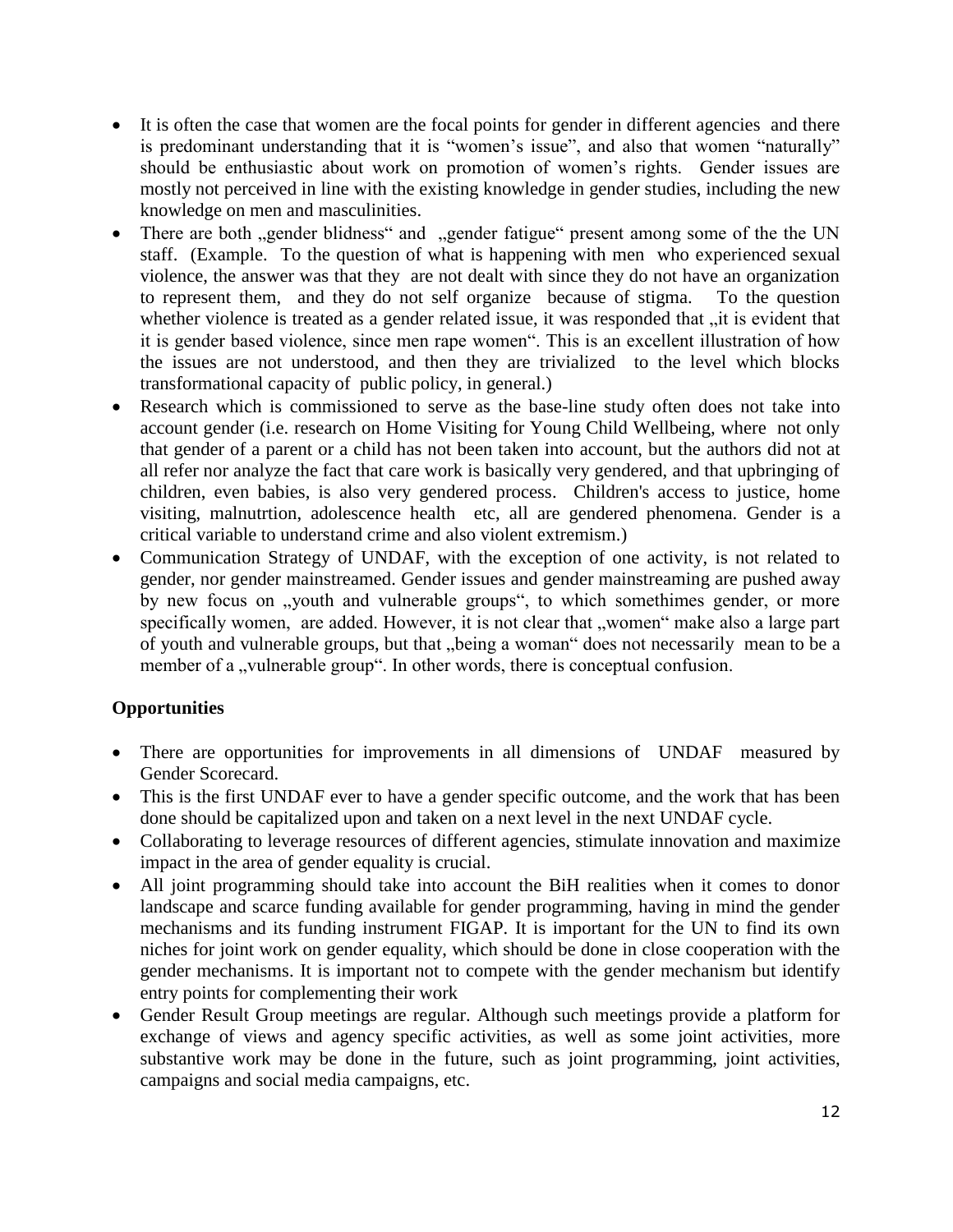- It is often the case that women are the focal points for gender in different agencies and there is predominant understanding that it is "women's issue", and also that women "naturally" should be enthusiastic about work on promotion of women's rights. Gender issues are mostly not perceived in line with the existing knowledge in gender studies, including the new knowledge on men and masculinities.
- There are both „gender blidness" and „gender fatigue" present among some of the the UN staff. (Example. To the question of what is happening with men who experienced sexual violence, the answer was that they are not dealt with since they do not have an organization to represent them, and they do not self organize because of stigma. To the question whether violence is treated as a gender related issue, it was responded that „it is evident that it is gender based violence, since men rape women". This is an excellent illustration of how the issues are not understood, and then they are trivialized to the level which blocks transformational capacity of public policy, in general.)
- Research which is commissioned to serve as the base-line study often does not take into account gender (i.e. research on Home Visiting for Young Child Wellbeing, where not only that gender of a parent or a child has not been taken into account, but the authors did not at all refer nor analyze the fact that care work is basically very gendered, and that upbringing of children, even babies, is also very gendered process. Children's access to justice, home visiting, malnutrtion, adolescence health etc, all are gendered phenomena. Gender is a critical variable to understand crime and also violent extremism.)
- Communication Strategy of UNDAF, with the exception of one activity, is not related to gender, nor gender mainstreamed. Gender issues and gender mainstreaming are pushed away by new focus on „youth and vulnerable groups", to which somethimes gender, or more specifically women, are added. However, it is not clear that „women" make also a large part of youth and vulnerable groups, but that „being a woman" does not necessarily mean to be a member of a „vulnerable group". In other words, there is conceptual confusion.

**Opportunities**

- There are opportunities for improvements in all dimensions of UNDAF measured by Gender Scorecard.
- This is the first UNDAF ever to have a gender specific outcome, and the work that has been done should be capitalized upon and taken on a next level in the next UNDAF cycle.
- Collaborating to leverage resources of different agencies, stimulate innovation and maximize impact in the area of gender equality is crucial.
- All joint programming should take into account the BiH realities when it comes to donor landscape and scarce funding available for gender programming, having in mind the gender mechanisms and its funding instrument FIGAP. It is important for the UN to find its own niches for joint work on gender equality, which should be done in close cooperation with the gender mechanisms. It is important not to compete with the gender mechanism but identify entry points for complementing their work
- Gender Result Group meetings are regular. Although such meetings provide a platform for exchange of views and agency specific activities, as well as some joint activities, more substantive work may be done in the future, such as joint programming, joint activities, campaigns and social media campaigns, etc.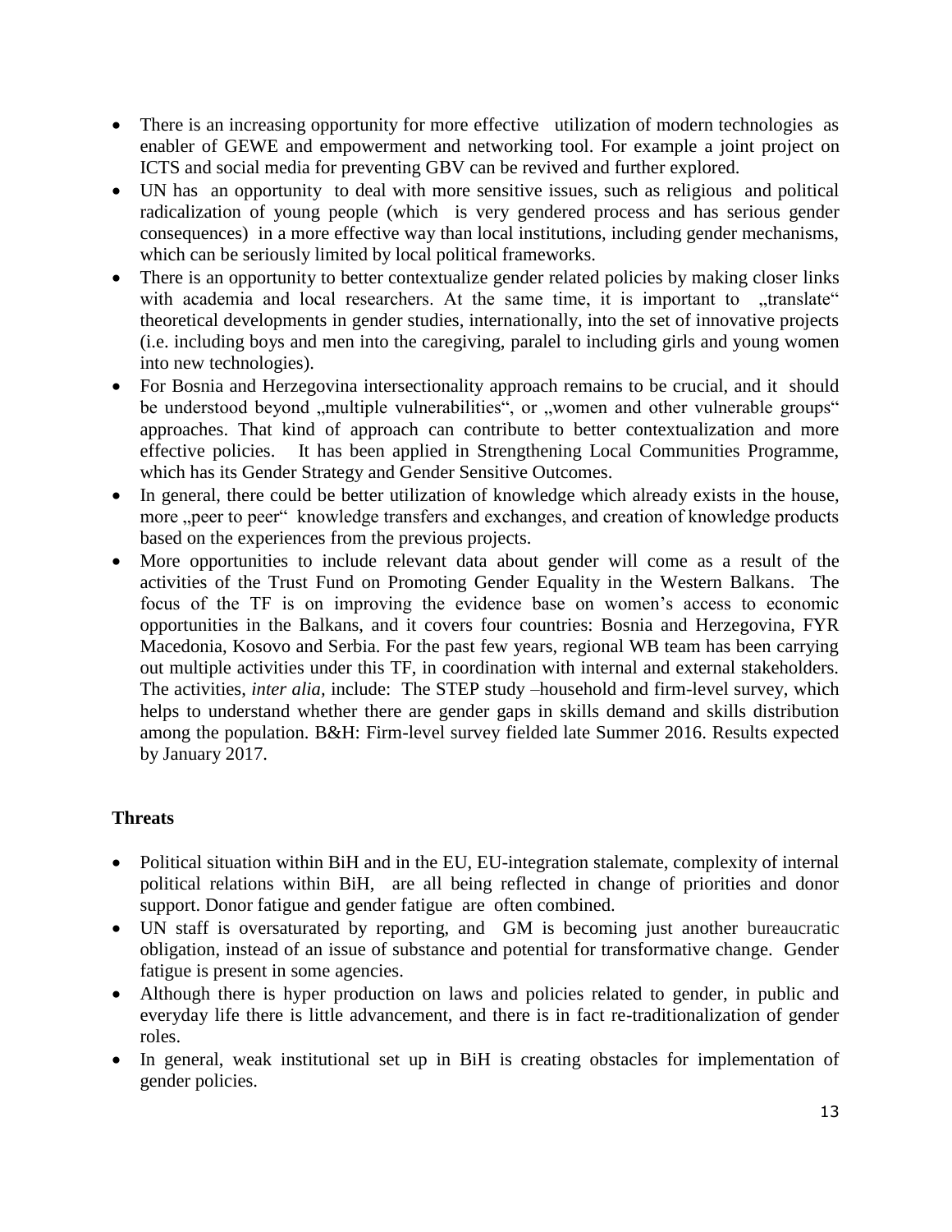- There is an increasing opportunity for more effective utilization of modern technologies as enabler of GEWE and empowerment and networking tool. For example a joint project on ICTS and social media for preventing GBV can be revived and further explored.
- UN has an opportunity to deal with more sensitive issues, such as religious and political radicalization of young people (which is very gendered process and has serious gender consequences) in a more effective way than local institutions, including gender mechanisms, which can be seriously limited by local political frameworks.
- There is an opportunity to better contextualize gender related policies by making closer links with academia and local researchers. At the same time, it is important to „translate" theoretical developments in gender studies, internationally, into the set of innovative projects (i.e. including boys and men into the caregiving, paralel to including girls and young women into new technologies).
- For Bosnia and Herzegovina intersectionality approach remains to be crucial, and it should be understood beyond „multiple vulnerabilities", or „women and other vulnerable groups" approaches. That kind of approach can contribute to better contextualization and more effective policies. It has been applied in Strengthening Local Communities Programme, which has its Gender Strategy and Gender Sensitive Outcomes.
- In general, there could be better utilization of knowledge which already exists in the house, more „peer to peer" knowledge transfers and exchanges, and creation of knowledge products based on the experiences from the previous projects.
- More opportunities to include relevant data about gender will come as a result of the activities of the Trust Fund on Promoting Gender Equality in the Western Balkans. The focus of the TF is on improving the evidence base on women's access to economic opportunities in the Balkans, and it covers four countries: Bosnia and Herzegovina, FYR Macedonia, Kosovo and Serbia. For the past few years, regional WB team has been carrying out multiple activities under this TF, in coordination with internal and external stakeholders. The activities, *inter alia*, include: The STEP study –household and firm-level survey, which helps to understand whether there are gender gaps in skills demand and skills distribution among the population. B&H: Firm-level survey fielded late Summer 2016. Results expected by January 2017.

**Threats**

- Political situation within BiH and in the EU, EU-integration stalemate, complexity of internal political relations within BiH, are all being reflected in change of priorities and donor support. Donor fatigue and gender fatigue are often combined.
- UN staff is oversaturated by reporting, and GM is becoming just another bureaucratic obligation, instead of an issue of substance and potential for transformative change. Gender fatigue is present in some agencies.
- Although there is hyper production on laws and policies related to gender, in public and everyday life there is little advancement, and there is in fact re-traditionalization of gender roles.
- In general, weak institutional set up in BiH is creating obstacles for implementation of gender policies.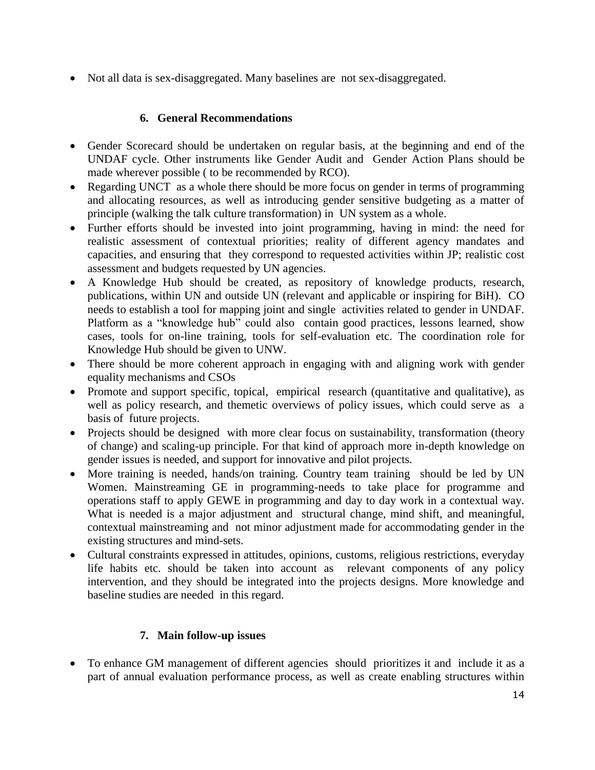- Not all data is sex-disaggregated. Many baselines are not sex-disaggregated.

## 6. General Recommendations

- Gender Scorecard should be undertaken on regular basis, at the beginning and end of the UNDAF cycle. Other instruments like Gender Audit and Gender Action Plans should be made wherever possible ( to be recommended by RCO).
- Regarding UNCT as a whole there should be more focus on gender in terms of programming and allocating resources, as well as introducing gender sensitive budgeting as a matter of principle (walking the talk culture transformation) in UN system as a whole.
- Further efforts should be invested into joint programming, having in mind: the need for realistic assessment of contextual priorities; reality of different agency mandates and capacities, and ensuring that they correspond to requested activities within JP; realistic cost assessment and budgets requested by UN agencies.
- A Knowledge Hub should be created, as repository of knowledge products, research, publications, within UN and outside UN (relevant and applicable or inspiring for BiH). CO needs to establish a tool for mapping joint and single activities related to gender in UNDAF. Platform as a "knowledge hub" could also contain good practices, lessons learned, show cases, tools for on-line training, tools for self-evaluation etc. The coordination role for Knowledge Hub should be given to UNW.
- There should be more coherent approach in engaging with and aligning work with gender equality mechanisms and CSOs
- Promote and support specific, topical, empirical research (quantitative and qualitative), as well as policy research, and themetic overviews of policy issues, which could serve as a basis of future projects.
- Projects should be designed with more clear focus on sustainability, transformation (theory of change) and scaling-up principle. For that kind of approach more in-depth knowledge on gender issues is needed, and support for innovative and pilot projects.
- More training is needed, hands/on training. Country team training should be led by UN Women. Mainstreaming GE in programming-needs to take place for programme and operations staff to apply GEWE in programming and day to day work in a contextual way. What is needed is a major adjustment and structural change, mind shift, and meaningful, contextual mainstreaming and not minor adjustment made for accommodating gender in the existing structures and mind-sets.
- Cultural constraints expressed in attitudes, opinions, customs, religious restrictions, everyday life habits etc. should be taken into account as relevant components of any policy intervention, and they should be integrated into the projects designs. More knowledge and baseline studies are needed in this regard.

## 7. Main follow-up issues

- To enhance GM management of different agencies should prioritizes it and include it as a part of annual evaluation performance process, as well as create enabling structures within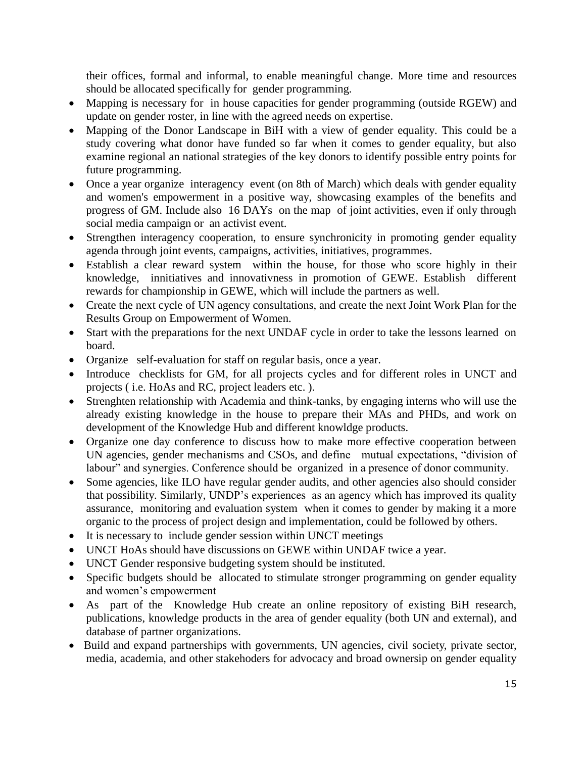their offices, formal and informal, to enable meaningful change. More time and resources should be allocated specifically for gender programming.

- Mapping is necessary for in house capacities for gender programming (outside RGEW) and update on gender roster, in line with the agreed needs on expertise.
- Mapping of the Donor Landscape in BiH with a view of gender equality. This could be a study covering what donor have funded so far when it comes to gender equality, but also examine regional an national strategies of the key donors to identify possible entry points for future programming.
- Once a year organize interagency event (on 8th of March) which deals with gender equality and women's empowerment in a positive way, showcasing examples of the benefits and progress of GM. Include also 16 DAYs on the map of joint activities, even if only through social media campaign or an activist event.
- Strengthen interagency cooperation, to ensure synchronicity in promoting gender equality agenda through joint events, campaigns, activities, initiatives, programmes.
- Establish a clear reward system within the house, for those who score highly in their knowledge, innitiatives and innovativness in promotion of GEWE. Establish different rewards for championship in GEWE, which will include the partners as well.
- Create the next cycle of UN agency consultations, and create the next Joint Work Plan for the Results Group on Empowerment of Women.
- Start with the preparations for the next UNDAF cycle in order to take the lessons learned on board.
- Organize self-evaluation for staff on regular basis, once a year.
- Introduce checklists for GM, for all projects cycles and for different roles in UNCT and projects ( i.e. HoAs and RC, project leaders etc. ).
- Strenghten relationship with Academia and think-tanks, by engaging interns who will use the already existing knowledge in the house to prepare their MAs and PHDs, and work on development of the Knowledge Hub and different knowldge products.
- Organize one day conference to discuss how to make more effective cooperation between UN agencies, gender mechanisms and CSOs, and define mutual expectations, "division of labour" and synergies. Conference should be organized in a presence of donor community.
- Some agencies, like ILO have regular gender audits, and other agencies also should consider that possibility. Similarly, UNDP's experiences as an agency which has improved its quality assurance, monitoring and evaluation system when it comes to gender by making it a more organic to the process of project design and implementation, could be followed by others.
- It is necessary to include gender session within UNCT meetings
- UNCT HoAs should have discussions on GEWE within UNDAF twice a year.
- UNCT Gender responsive budgeting system should be instituted.
- Specific budgets should be allocated to stimulate stronger programming on gender equality and women's empowerment
- As part of the Knowledge Hub create an online repository of existing BiH research, publications, knowledge products in the area of gender equality (both UN and external), and database of partner organizations.
- Build and expand partnerships with governments, UN agencies, civil society, private sector, media, academia, and other stakehoders for advocacy and broad ownersip on gender equality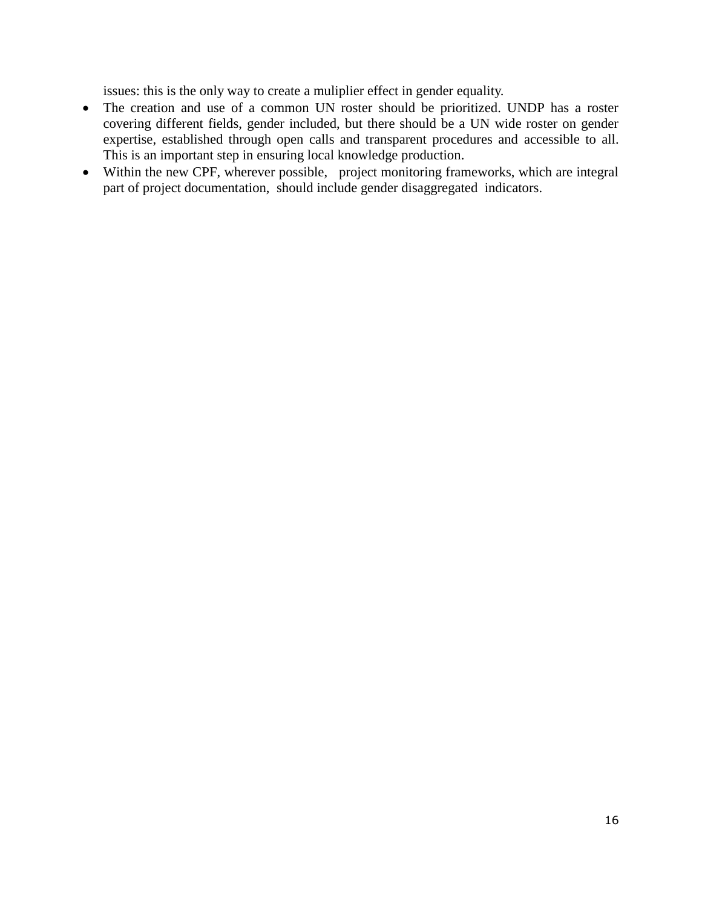issues: this is the only way to create a muliplier effect in gender equality.

- The creation and use of a common UN roster should be prioritized. UNDP has a roster covering different fields, gender included, but there should be a UN wide roster on gender expertise, established through open calls and transparent procedures and accessible to all. This is an important step in ensuring local knowledge production.
- Within the new CPF, wherever possible, project monitoring frameworks, which are integral part of project documentation, should include gender disaggregated indicators.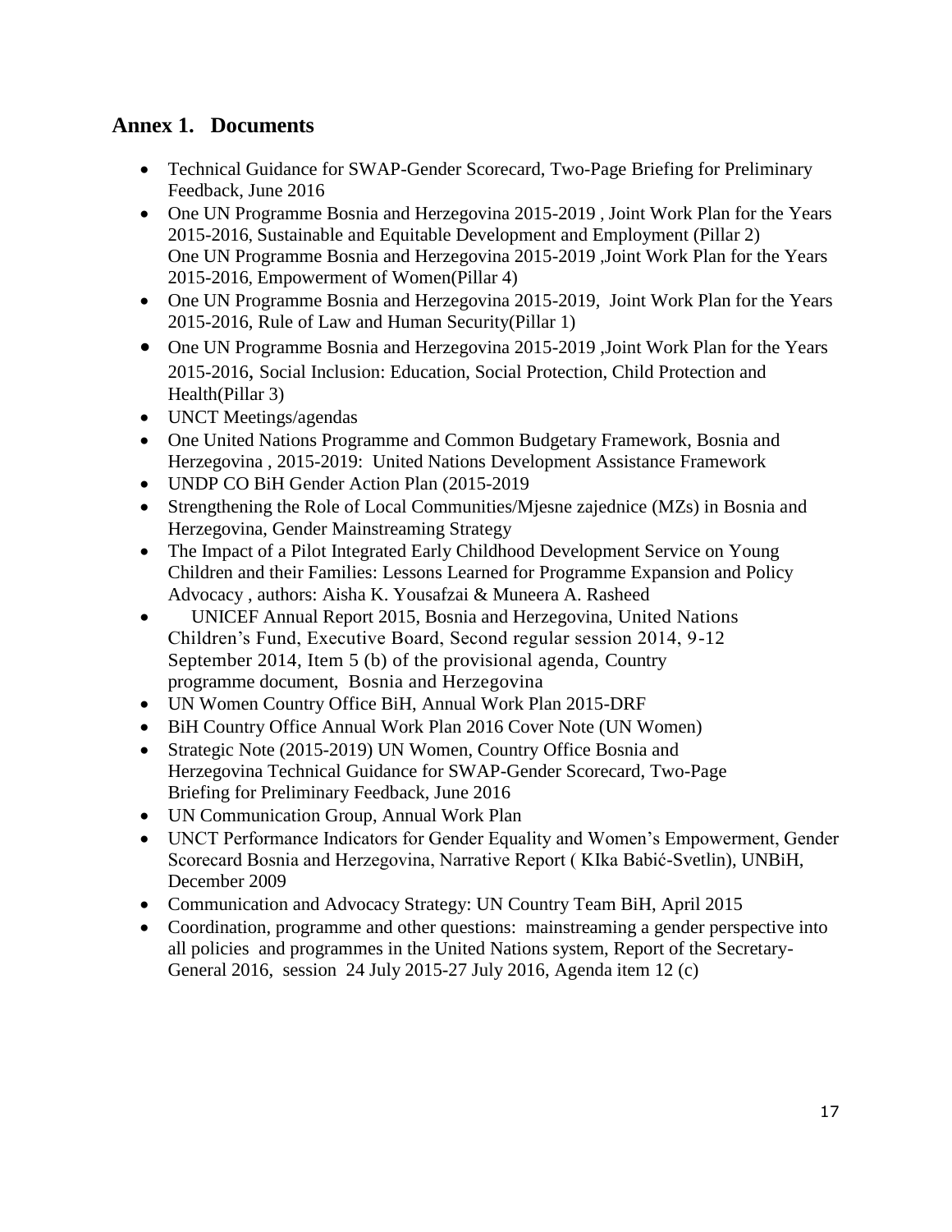## Annex 1. Documents

- Technical Guidance for SWAP-Gender Scorecard, Two-Page Briefing for Preliminary Feedback, June 2016
- One UN Programme Bosnia and Herzegovina 2015-2019 , Joint Work Plan for the Years 2015-2016, Sustainable and Equitable Development and Employment (Pillar 2)
  One UN Programme Bosnia and Herzegovina 2015-2019 ,Joint Work Plan for the Years 2015-2016, Empowerment of Women(Pillar 4)
- One UN Programme Bosnia and Herzegovina 2015-2019, Joint Work Plan for the Years 2015-2016, Rule of Law and Human Security(Pillar 1)
- One UN Programme Bosnia and Herzegovina 2015-2019 ,Joint Work Plan for the Years 2015-2016, Social Inclusion: Education, Social Protection, Child Protection and Health(Pillar 3)
- UNCT Meetings/agendas
- One United Nations Programme and Common Budgetary Framework, Bosnia and Herzegovina , 2015-2019: United Nations Development Assistance Framework
- UNDP CO BiH Gender Action Plan (2015-2019
- Strengthening the Role of Local Communities/Mjesne zajednice (MZs) in Bosnia and Herzegovina, Gender Mainstreaming Strategy
- The Impact of a Pilot Integrated Early Childhood Development Service on Young Children and their Families: Lessons Learned for Programme Expansion and Policy Advocacy , authors: Aisha K. Yousafzai & Muneera A. Rasheed
- UNICEF Annual Report 2015, Bosnia and Herzegovina, United Nations Children's Fund, Executive Board, Second regular session 2014, 9-12 September 2014, Item 5 (b) of the provisional agenda, Country programme document, Bosnia and Herzegovina
- UN Women Country Office BiH, Annual Work Plan 2015-DRF
- BiH Country Office Annual Work Plan 2016 Cover Note (UN Women)
- Strategic Note (2015-2019) UN Women, Country Office Bosnia and Herzegovina Technical Guidance for SWAP-Gender Scorecard, Two-Page Briefing for Preliminary Feedback, June 2016
- UN Communication Group, Annual Work Plan
- UNCT Performance Indicators for Gender Equality and Women's Empowerment, Gender Scorecard Bosnia and Herzegovina, Narrative Report ( KIka Babić-Svetlin), UNBiH, December 2009
- Communication and Advocacy Strategy: UN Country Team BiH, April 2015
- Coordination, programme and other questions: mainstreaming a gender perspective into all policies and programmes in the United Nations system, Report of the Secretary-General 2016, session 24 July 2015-27 July 2016, Agenda item 12 (c)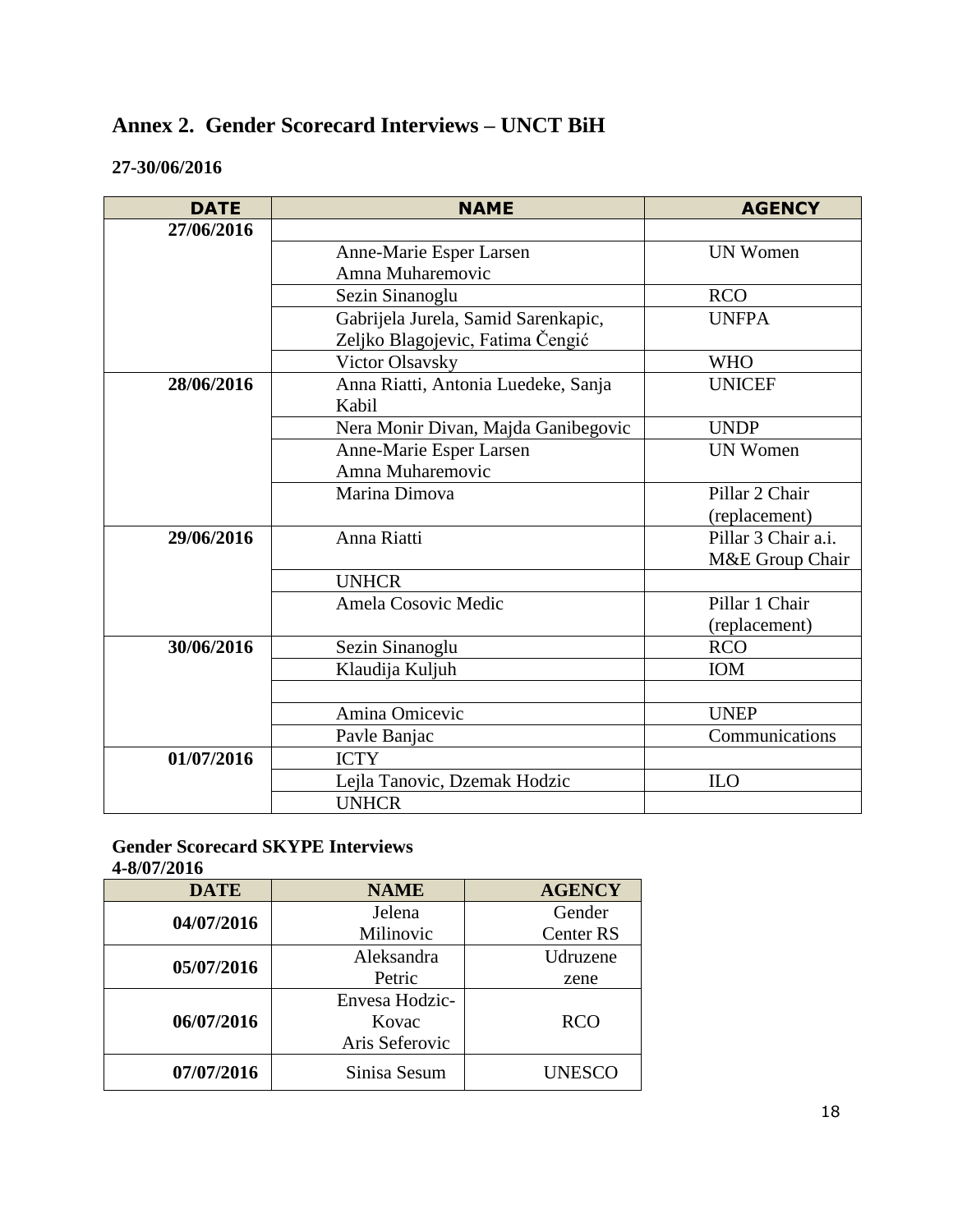## Annex 2. Gender Scorecard Interviews – UNCT BiH

**27-30/06/2016**

| DATE | NAME | AGENCY |
|---|---|---|
| **27/06/2016** | | |
| | Anne-Marie Esper Larsen<br>Amna Muharemovic | UN Women |
| | Sezin Sinanoglu | RCO |
| | Gabrijela Jurela, Samid Sarenkapic, Zeljko Blagojevic, Fatima Čengić | UNFPA |
| | Victor Olsavsky | WHO |
| **28/06/2016** | Anna Riatti, Antonia Luedeke, Sanja Kabil | UNICEF |
| | Nera Monir Divan, Majda Ganibegovic | UNDP |
| | Anne-Marie Esper Larsen<br>Amna Muharemovic | UN Women |
| | Marina Dimova | Pillar 2 Chair (replacement) |
| **29/06/2016** | Anna Riatti | Pillar 3 Chair a.i.<br>M&E Group Chair |
| | UNHCR | |
| | Amela Cosovic Medic | Pillar 1 Chair (replacement) |
| **30/06/2016** | Sezin Sinanoglu | RCO |
| | Klaudija Kuljuh | IOM |
| | | |
| | Amina Omicevic | UNEP |
| | Pavle Banjac | Communications |
| **01/07/2016** | ICTY | |
| | Lejla Tanovic, Dzemak Hodzic | ILO |
| | UNHCR | |

**Gender Scorecard SKYPE Interviews**
**4-8/07/2016**

| DATE | NAME | AGENCY |
|---|---|---|
| **04/07/2016** | Jelena Milinovic | Gender Center RS |
| **05/07/2016** | Aleksandra Petric | Udruzene zene |
| **06/07/2016** | Envesa Hodzic-Kovac<br>Aris Seferovic | RCO |
| **07/07/2016** | Sinisa Sesum | UNESCO |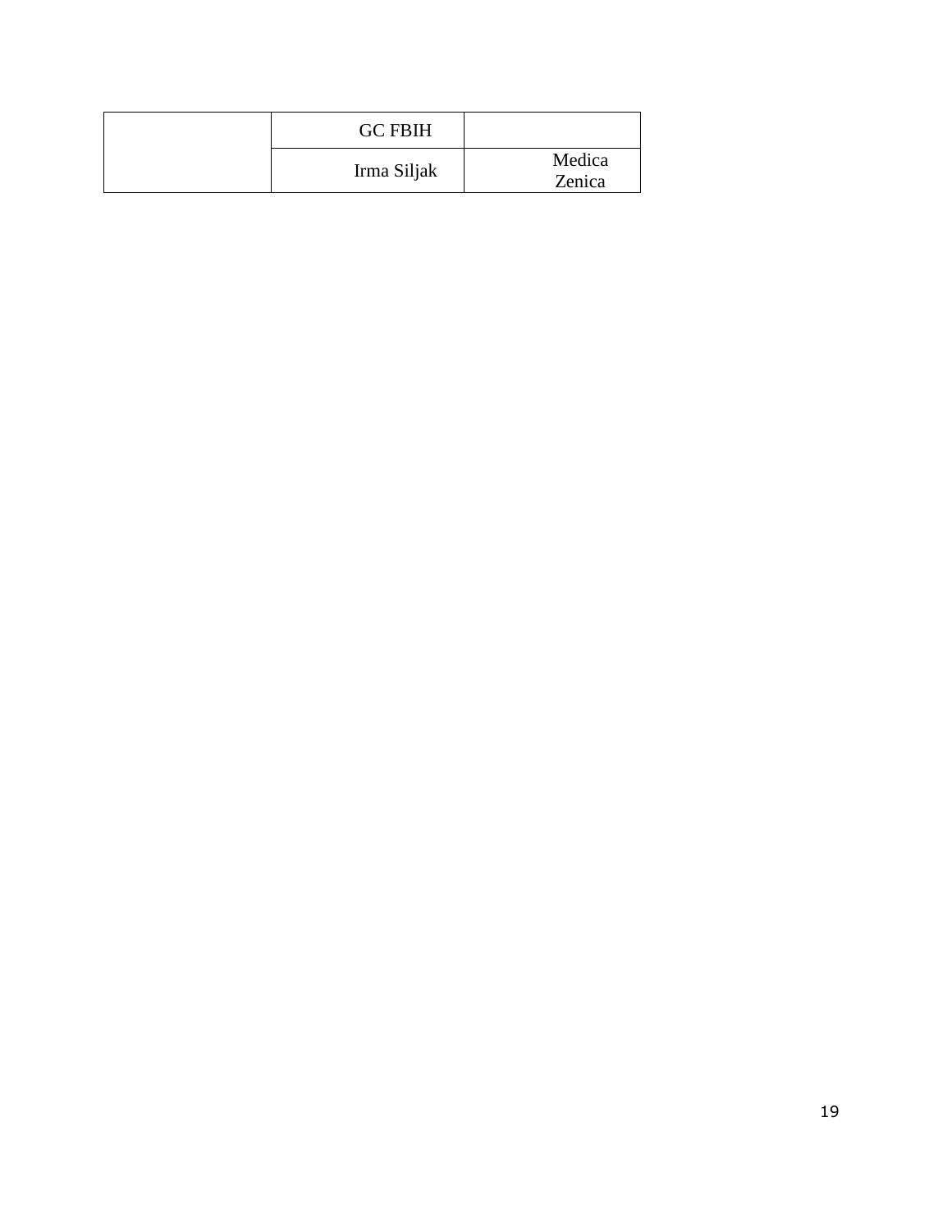| | | |
|---|---|---|
| | GC FBIH | |
| | Irma Siljak | Medica Zenica |